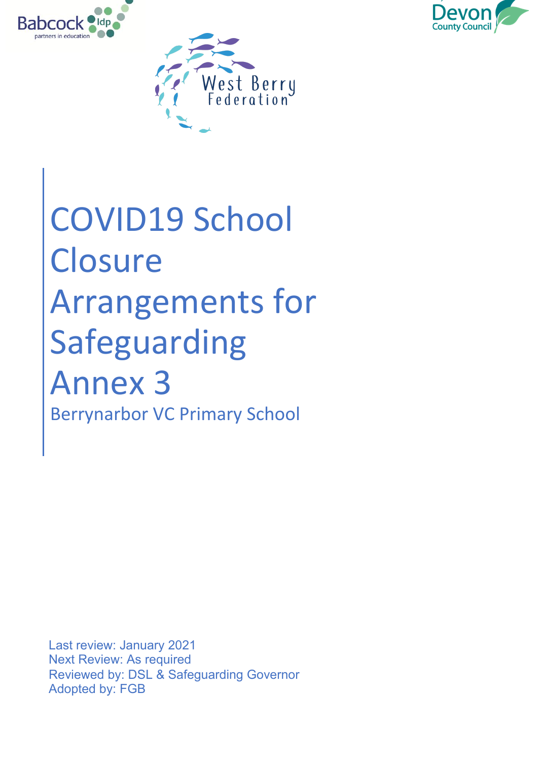# COVID19 School Closure Arrangements for Safeguarding Annex 3

Berrynarbor VC Primary School

Last review: January 2021
Next Review: As required
Reviewed by: DSL & Safeguarding Governor
Adopted by: FGB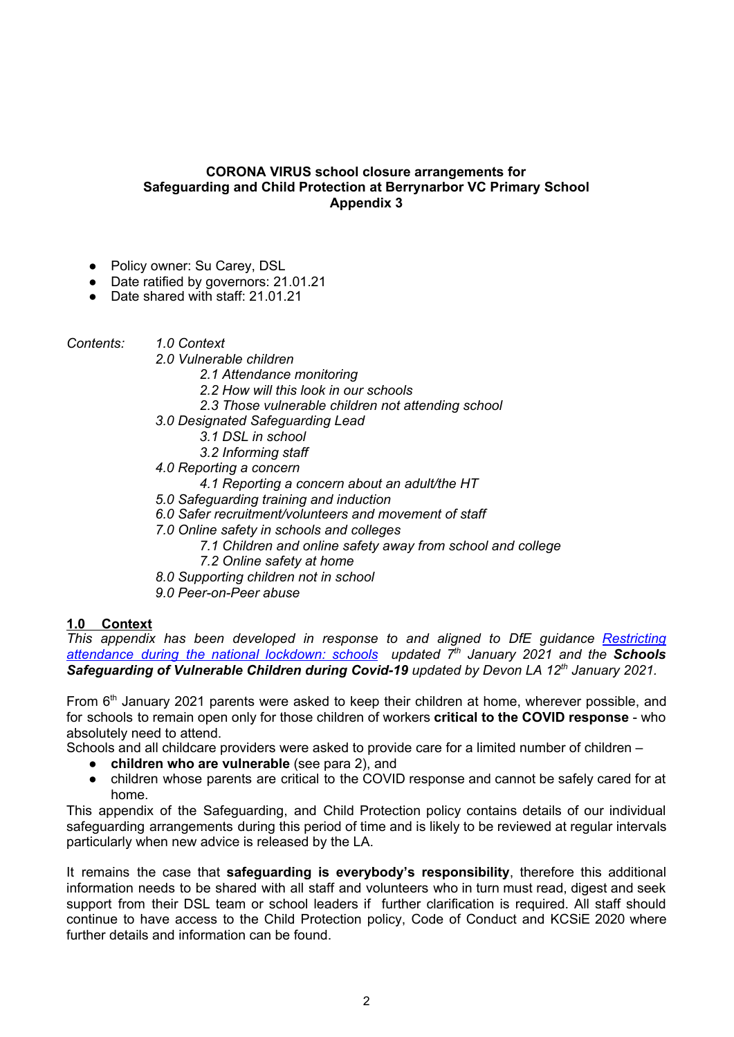**CORONA VIRUS school closure arrangements for Safeguarding and Child Protection at Berrynarbor VC Primary School Appendix 3**

- Policy owner: Su Carey, DSL
- Date ratified by governors: 21.01.21
- Date shared with staff: 21.01.21

*Contents:*

- *1.0 Context*
- *2.0 Vulnerable children*
  - *2.1 Attendance monitoring*
  - *2.2 How will this look in our schools*
  - *2.3 Those vulnerable children not attending school*
- *3.0 Designated Safeguarding Lead*
  - *3.1 DSL in school*
  - *3.2 Informing staff*
- *4.0 Reporting a concern*
  - *4.1 Reporting a concern about an adult/the HT*
- *5.0 Safeguarding training and induction*
- *6.0 Safer recruitment/volunteers and movement of staff*
- *7.0 Online safety in schools and colleges*
  - *7.1 Children and online safety away from school and college*
  - *7.2 Online safety at home*
- *8.0 Supporting children not in school*
- *9.0 Peer-on-Peer abuse*

## 1.0 Context

*This appendix has been developed in response to and aligned to DfE guidance [Restricting attendance during the national lockdown: schools](Restricting attendance during the national lockdown: schools) updated 7th January 2021 and the **Schools Safeguarding of Vulnerable Children during Covid-19** updated by Devon LA 12th January 2021.*

From 6th January 2021 parents were asked to keep their children at home, wherever possible, and for schools to remain open only for those children of workers **critical to the COVID response** - who absolutely need to attend.

Schools and all childcare providers were asked to provide care for a limited number of children –

- **children who are vulnerable** (see para 2), and
- children whose parents are critical to the COVID response and cannot be safely cared for at home.

This appendix of the Safeguarding, and Child Protection policy contains details of our individual safeguarding arrangements during this period of time and is likely to be reviewed at regular intervals particularly when new advice is released by the LA.

It remains the case that **safeguarding is everybody's responsibility**, therefore this additional information needs to be shared with all staff and volunteers who in turn must read, digest and seek support from their DSL team or school leaders if further clarification is required. All staff should continue to have access to the Child Protection policy, Code of Conduct and KCSiE 2020 where further details and information can be found.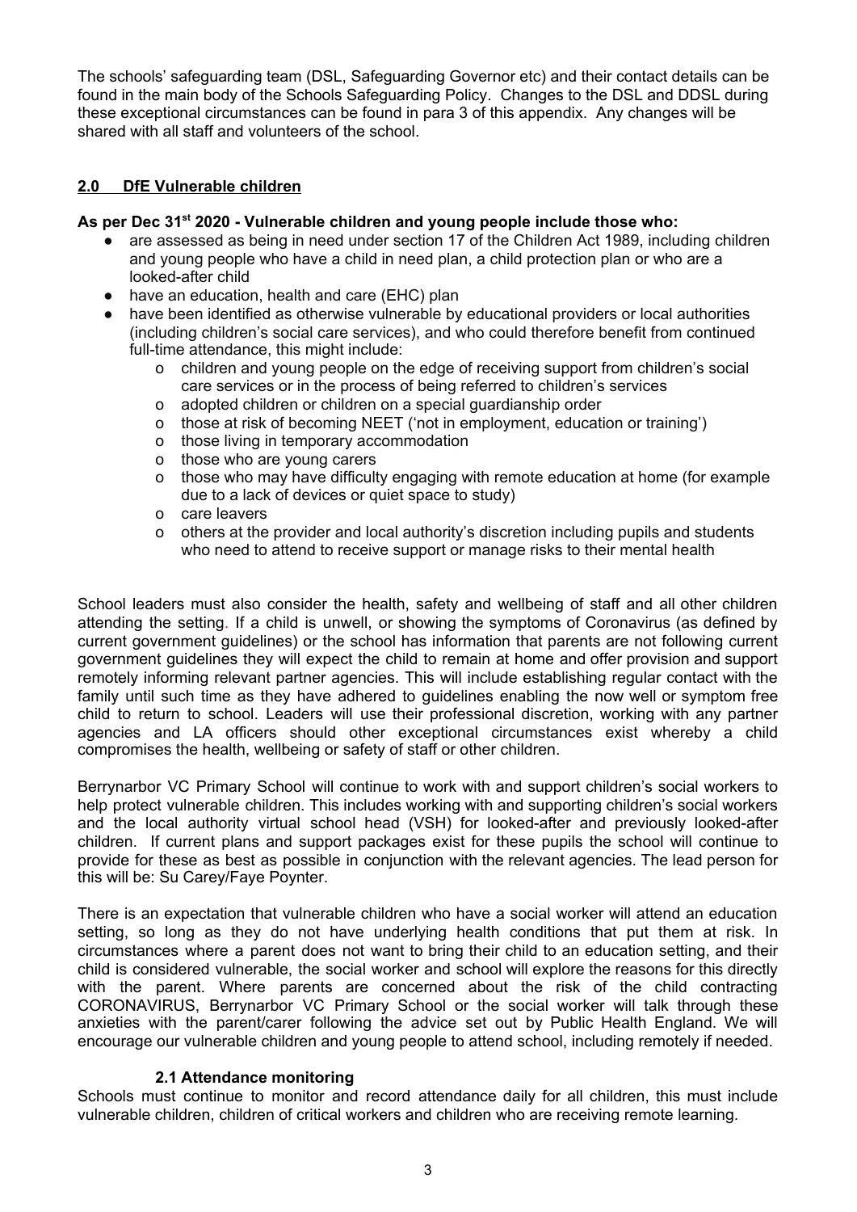The schools' safeguarding team (DSL, Safeguarding Governor etc) and their contact details can be found in the main body of the Schools Safeguarding Policy. Changes to the DSL and DDSL during these exceptional circumstances can be found in para 3 of this appendix. Any changes will be shared with all staff and volunteers of the school.

## 2.0 DfE Vulnerable children

**As per Dec 31st 2020 - Vulnerable children and young people include those who:**

- are assessed as being in need under section 17 of the Children Act 1989, including children and young people who have a child in need plan, a child protection plan or who are a looked-after child
- have an education, health and care (EHC) plan
- have been identified as otherwise vulnerable by educational providers or local authorities (including children's social care services), and who could therefore benefit from continued full-time attendance, this might include:
  - children and young people on the edge of receiving support from children's social care services or in the process of being referred to children's services
  - adopted children or children on a special guardianship order
  - those at risk of becoming NEET ('not in employment, education or training')
  - those living in temporary accommodation
  - those who are young carers
  - those who may have difficulty engaging with remote education at home (for example due to a lack of devices or quiet space to study)
  - care leavers
  - others at the provider and local authority's discretion including pupils and students who need to attend to receive support or manage risks to their mental health

School leaders must also consider the health, safety and wellbeing of staff and all other children attending the setting. If a child is unwell, or showing the symptoms of Coronavirus (as defined by current government guidelines) or the school has information that parents are not following current government guidelines they will expect the child to remain at home and offer provision and support remotely informing relevant partner agencies. This will include establishing regular contact with the family until such time as they have adhered to guidelines enabling the now well or symptom free child to return to school. Leaders will use their professional discretion, working with any partner agencies and LA officers should other exceptional circumstances exist whereby a child compromises the health, wellbeing or safety of staff or other children.

Berrynarbor VC Primary School will continue to work with and support children's social workers to help protect vulnerable children. This includes working with and supporting children's social workers and the local authority virtual school head (VSH) for looked-after and previously looked-after children. If current plans and support packages exist for these pupils the school will continue to provide for these as best as possible in conjunction with the relevant agencies. The lead person for this will be: Su Carey/Faye Poynter.

There is an expectation that vulnerable children who have a social worker will attend an education setting, so long as they do not have underlying health conditions that put them at risk. In circumstances where a parent does not want to bring their child to an education setting, and their child is considered vulnerable, the social worker and school will explore the reasons for this directly with the parent. Where parents are concerned about the risk of the child contracting CORONAVIRUS, Berrynarbor VC Primary School or the social worker will talk through these anxieties with the parent/carer following the advice set out by Public Health England. We will encourage our vulnerable children and young people to attend school, including remotely if needed.

### 2.1 Attendance monitoring

Schools must continue to monitor and record attendance daily for all children, this must include vulnerable children, children of critical workers and children who are receiving remote learning.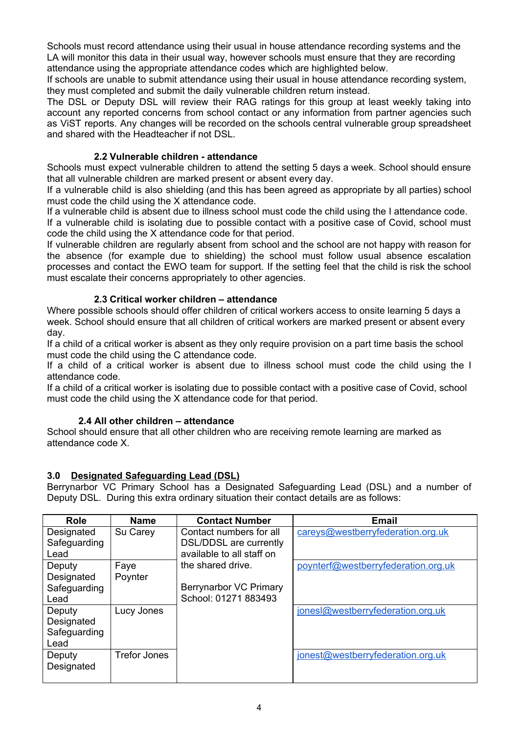Schools must record attendance using their usual in house attendance recording systems and the LA will monitor this data in their usual way, however schools must ensure that they are recording attendance using the appropriate attendance codes which are highlighted below.

If schools are unable to submit attendance using their usual in house attendance recording system, they must completed and submit the daily vulnerable children return instead.

The DSL or Deputy DSL will review their RAG ratings for this group at least weekly taking into account any reported concerns from school contact or any information from partner agencies such as ViST reports. Any changes will be recorded on the schools central vulnerable group spreadsheet and shared with the Headteacher if not DSL.

### 2.2 Vulnerable children - attendance

Schools must expect vulnerable children to attend the setting 5 days a week. School should ensure that all vulnerable children are marked present or absent every day.

If a vulnerable child is also shielding (and this has been agreed as appropriate by all parties) school must code the child using the X attendance code.

If a vulnerable child is absent due to illness school must code the child using the I attendance code.

If a vulnerable child is isolating due to possible contact with a positive case of Covid, school must code the child using the X attendance code for that period.

If vulnerable children are regularly absent from school and the school are not happy with reason for the absence (for example due to shielding) the school must follow usual absence escalation processes and contact the EWO team for support. If the setting feel that the child is risk the school must escalate their concerns appropriately to other agencies.

### 2.3 Critical worker children – attendance

Where possible schools should offer children of critical workers access to onsite learning 5 days a week. School should ensure that all children of critical workers are marked present or absent every day.

If a child of a critical worker is absent as they only require provision on a part time basis the school must code the child using the C attendance code.

If a child of a critical worker is absent due to illness school must code the child using the I attendance code.

If a child of a critical worker is isolating due to possible contact with a positive case of Covid, school must code the child using the X attendance code for that period.

### 2.4 All other children – attendance

School should ensure that all other children who are receiving remote learning are marked as attendance code X.

## 3.0 Designated Safeguarding Lead (DSL)

Berrynarbor VC Primary School has a Designated Safeguarding Lead (DSL) and a number of Deputy DSL. During this extra ordinary situation their contact details are as follows:

| Role | Name | Contact Number | Email |
|---|---|---|---|
| Designated Safeguarding Lead | Su Carey | Contact numbers for all DSL/DDSL are currently available to all staff on the shared drive. Berrynarbor VC Primary School: 01271 883493 | careys@westberryfederation.org.uk |
| Deputy Designated Safeguarding Lead | Faye Poynter | | poynterf@westberryfederation.org.uk |
| Deputy Designated Safeguarding Lead | Lucy Jones | | jonesl@westberryfederation.org.uk |
| Deputy Designated | Trefor Jones | | jonest@westberryfederation.org.uk |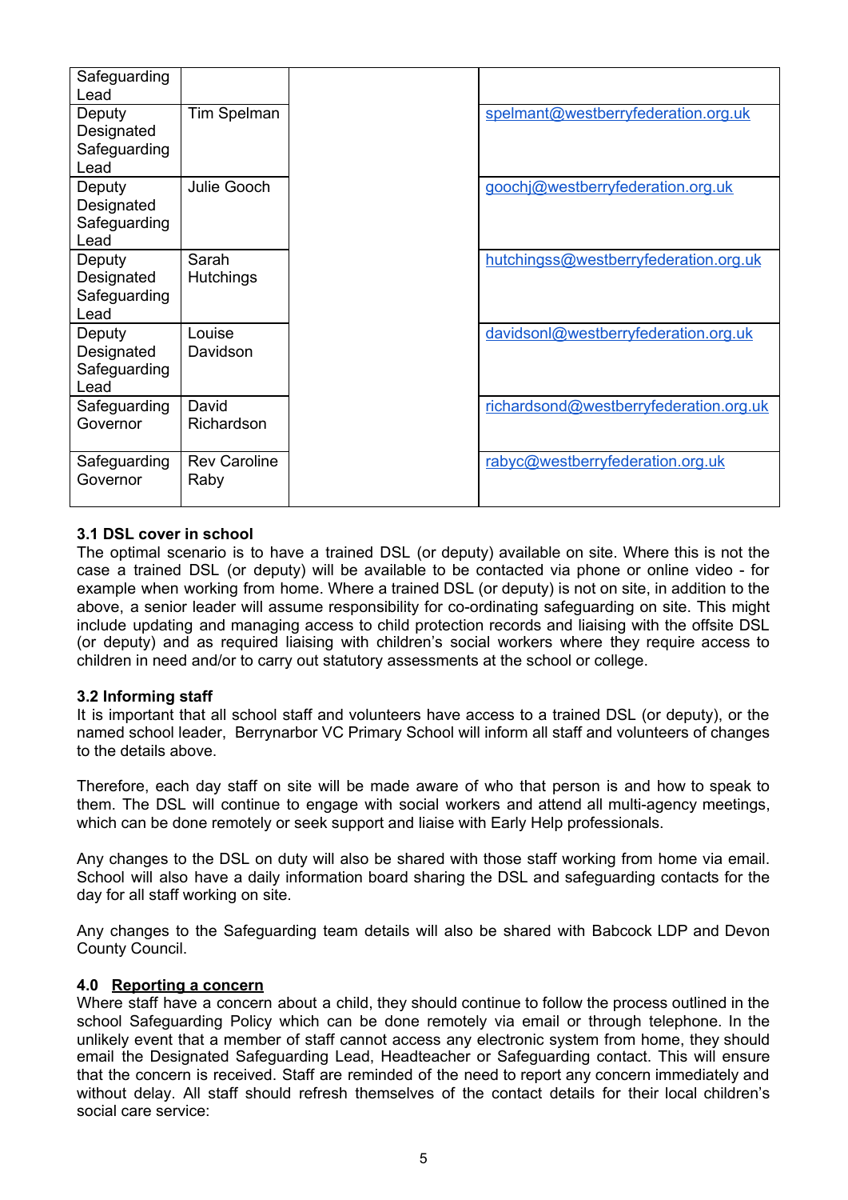| Safeguarding Lead | | | |
|---|---|---|---|
| Deputy Designated Safeguarding Lead | Tim Spelman | | spelmant@westberryfederation.org.uk |
| Deputy Designated Safeguarding Lead | Julie Gooch | | goochj@westberryfederation.org.uk |
| Deputy Designated Safeguarding Lead | Sarah Hutchings | | hutchingss@westberryfederation.org.uk |
| Deputy Designated Safeguarding Lead | Louise Davidson | | davidsonl@westberryfederation.org.uk |
| Safeguarding Governor | David Richardson | | richardsond@westberryfederation.org.uk |
| Safeguarding Governor | Rev Caroline Raby | | rabyc@westberryfederation.org.uk |

**3.1 DSL cover in school**

The optimal scenario is to have a trained DSL (or deputy) available on site. Where this is not the case a trained DSL (or deputy) will be available to be contacted via phone or online video - for example when working from home. Where a trained DSL (or deputy) is not on site, in addition to the above, a senior leader will assume responsibility for co-ordinating safeguarding on site. This might include updating and managing access to child protection records and liaising with the offsite DSL (or deputy) and as required liaising with children's social workers where they require access to children in need and/or to carry out statutory assessments at the school or college.

**3.2 Informing staff**

It is important that all school staff and volunteers have access to a trained DSL (or deputy), or the named school leader, Berrynarbor VC Primary School will inform all staff and volunteers of changes to the details above.

Therefore, each day staff on site will be made aware of who that person is and how to speak to them. The DSL will continue to engage with social workers and attend all multi-agency meetings, which can be done remotely or seek support and liaise with Early Help professionals.

Any changes to the DSL on duty will also be shared with those staff working from home via email. School will also have a daily information board sharing the DSL and safeguarding contacts for the day for all staff working on site.

Any changes to the Safeguarding team details will also be shared with Babcock LDP and Devon County Council.

**4.0 <u>Reporting a concern</u>**

Where staff have a concern about a child, they should continue to follow the process outlined in the school Safeguarding Policy which can be done remotely via email or through telephone. In the unlikely event that a member of staff cannot access any electronic system from home, they should email the Designated Safeguarding Lead, Headteacher or Safeguarding contact. This will ensure that the concern is received. Staff are reminded of the need to report any concern immediately and without delay. All staff should refresh themselves of the contact details for their local children's social care service: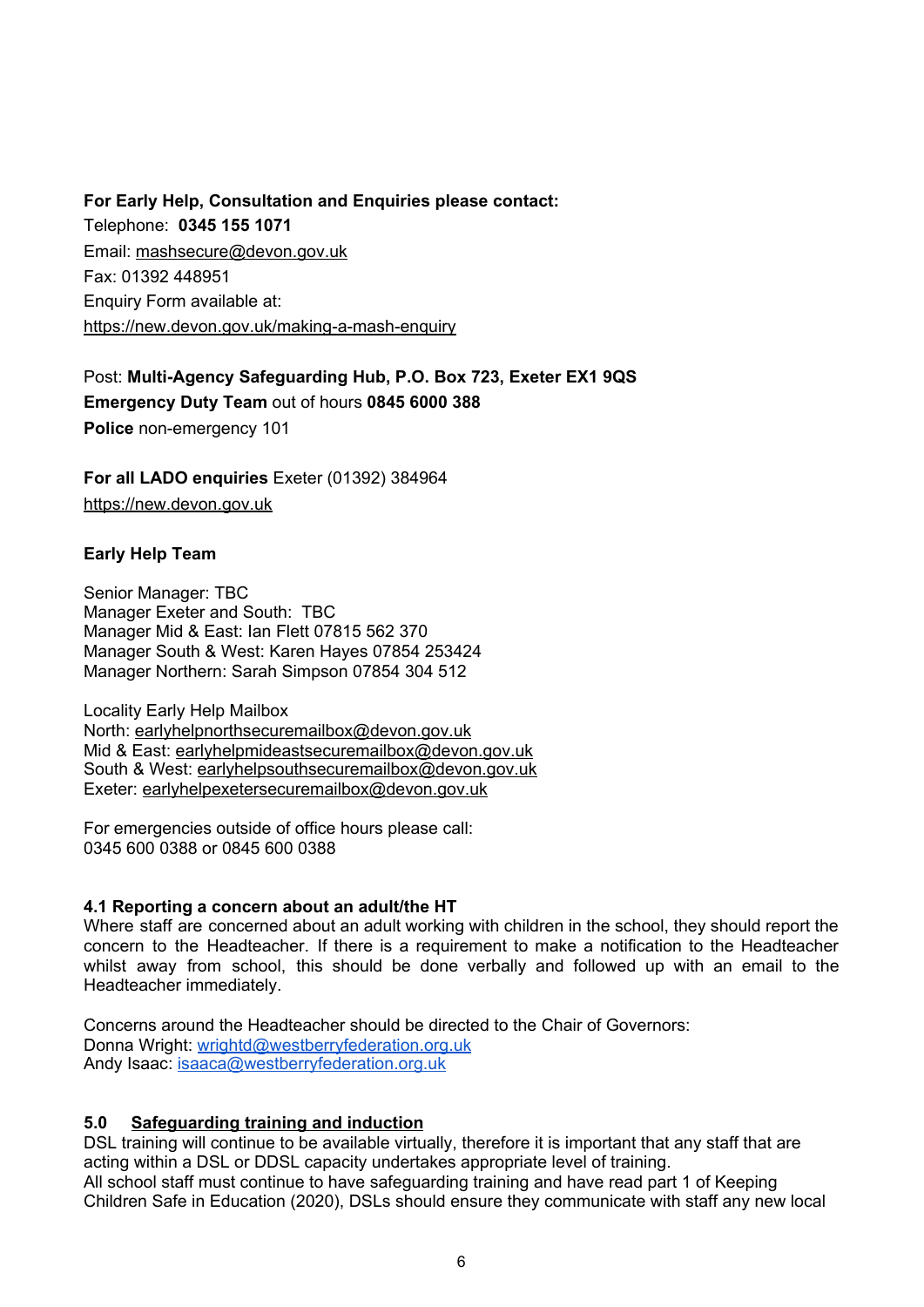**For Early Help, Consultation and Enquiries please contact:**
Telephone: **0345 155 1071**
Email: mashsecure@devon.gov.uk
Fax: 01392 448951
Enquiry Form available at:
https://new.devon.gov.uk/making-a-mash-enquiry

Post: **Multi-Agency Safeguarding Hub, P.O. Box 723, Exeter EX1 9QS**
**Emergency Duty Team** out of hours **0845 6000 388**
**Police** non-emergency 101

**For all LADO enquiries** Exeter (01392) 384964
https://new.devon.gov.uk

**Early Help Team**

Senior Manager: TBC
Manager Exeter and South: TBC
Manager Mid & East: Ian Flett 07815 562 370
Manager South & West: Karen Hayes 07854 253424
Manager Northern: Sarah Simpson 07854 304 512

Locality Early Help Mailbox
North: earlyhelpnorthsecuremailbox@devon.gov.uk
Mid & East: earlyhelpmideastsecuremailbox@devon.gov.uk
South & West: earlyhelpsouthsecuremailbox@devon.gov.uk
Exeter: earlyhelpexetersecuremailbox@devon.gov.uk

For emergencies outside of office hours please call:
0345 600 0388 or 0845 600 0388

### 4.1 Reporting a concern about an adult/the HT

Where staff are concerned about an adult working with children in the school, they should report the concern to the Headteacher. If there is a requirement to make a notification to the Headteacher whilst away from school, this should be done verbally and followed up with an email to the Headteacher immediately.

Concerns around the Headteacher should be directed to the Chair of Governors:
Donna Wright: wrightd@westberryfederation.org.uk
Andy Isaac: isaaca@westberryfederation.org.uk

## 5.0 Safeguarding training and induction

DSL training will continue to be available virtually, therefore it is important that any staff that are acting within a DSL or DDSL capacity undertakes appropriate level of training.
All school staff must continue to have safeguarding training and have read part 1 of Keeping Children Safe in Education (2020), DSLs should ensure they communicate with staff any new local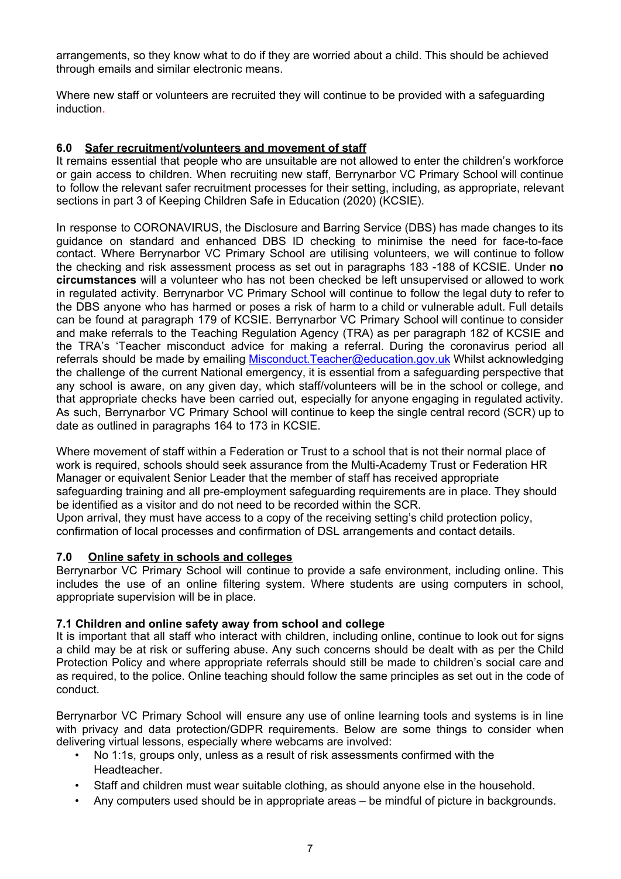arrangements, so they know what to do if they are worried about a child. This should be achieved through emails and similar electronic means.

Where new staff or volunteers are recruited they will continue to be provided with a safeguarding induction.

## 6.0 Safer recruitment/volunteers and movement of staff

It remains essential that people who are unsuitable are not allowed to enter the children's workforce or gain access to children. When recruiting new staff, Berrynarbor VC Primary School will continue to follow the relevant safer recruitment processes for their setting, including, as appropriate, relevant sections in part 3 of Keeping Children Safe in Education (2020) (KCSIE).

In response to CORONAVIRUS, the Disclosure and Barring Service (DBS) has made changes to its guidance on standard and enhanced DBS ID checking to minimise the need for face-to-face contact. Where Berrynarbor VC Primary School are utilising volunteers, we will continue to follow the checking and risk assessment process as set out in paragraphs 183 -188 of KCSIE. Under **no circumstances** will a volunteer who has not been checked be left unsupervised or allowed to work in regulated activity. Berrynarbor VC Primary School will continue to follow the legal duty to refer to the DBS anyone who has harmed or poses a risk of harm to a child or vulnerable adult. Full details can be found at paragraph 179 of KCSIE. Berrynarbor VC Primary School will continue to consider and make referrals to the Teaching Regulation Agency (TRA) as per paragraph 182 of KCSIE and the TRA's 'Teacher misconduct advice for making a referral. During the coronavirus period all referrals should be made by emailing Misconduct.Teacher@education.gov.uk Whilst acknowledging the challenge of the current National emergency, it is essential from a safeguarding perspective that any school is aware, on any given day, which staff/volunteers will be in the school or college, and that appropriate checks have been carried out, especially for anyone engaging in regulated activity. As such, Berrynarbor VC Primary School will continue to keep the single central record (SCR) up to date as outlined in paragraphs 164 to 173 in KCSIE.

Where movement of staff within a Federation or Trust to a school that is not their normal place of work is required, schools should seek assurance from the Multi-Academy Trust or Federation HR Manager or equivalent Senior Leader that the member of staff has received appropriate safeguarding training and all pre-employment safeguarding requirements are in place. They should be identified as a visitor and do not need to be recorded within the SCR.
Upon arrival, they must have access to a copy of the receiving setting's child protection policy, confirmation of local processes and confirmation of DSL arrangements and contact details.

## 7.0 Online safety in schools and colleges

Berrynarbor VC Primary School will continue to provide a safe environment, including online. This includes the use of an online filtering system. Where students are using computers in school, appropriate supervision will be in place.

### 7.1 Children and online safety away from school and college

It is important that all staff who interact with children, including online, continue to look out for signs a child may be at risk or suffering abuse. Any such concerns should be dealt with as per the Child Protection Policy and where appropriate referrals should still be made to children's social care and as required, to the police. Online teaching should follow the same principles as set out in the code of conduct.

Berrynarbor VC Primary School will ensure any use of online learning tools and systems is in line with privacy and data protection/GDPR requirements. Below are some things to consider when delivering virtual lessons, especially where webcams are involved:

- No 1:1s, groups only, unless as a result of risk assessments confirmed with the Headteacher.
- Staff and children must wear suitable clothing, as should anyone else in the household.
- Any computers used should be in appropriate areas – be mindful of picture in backgrounds.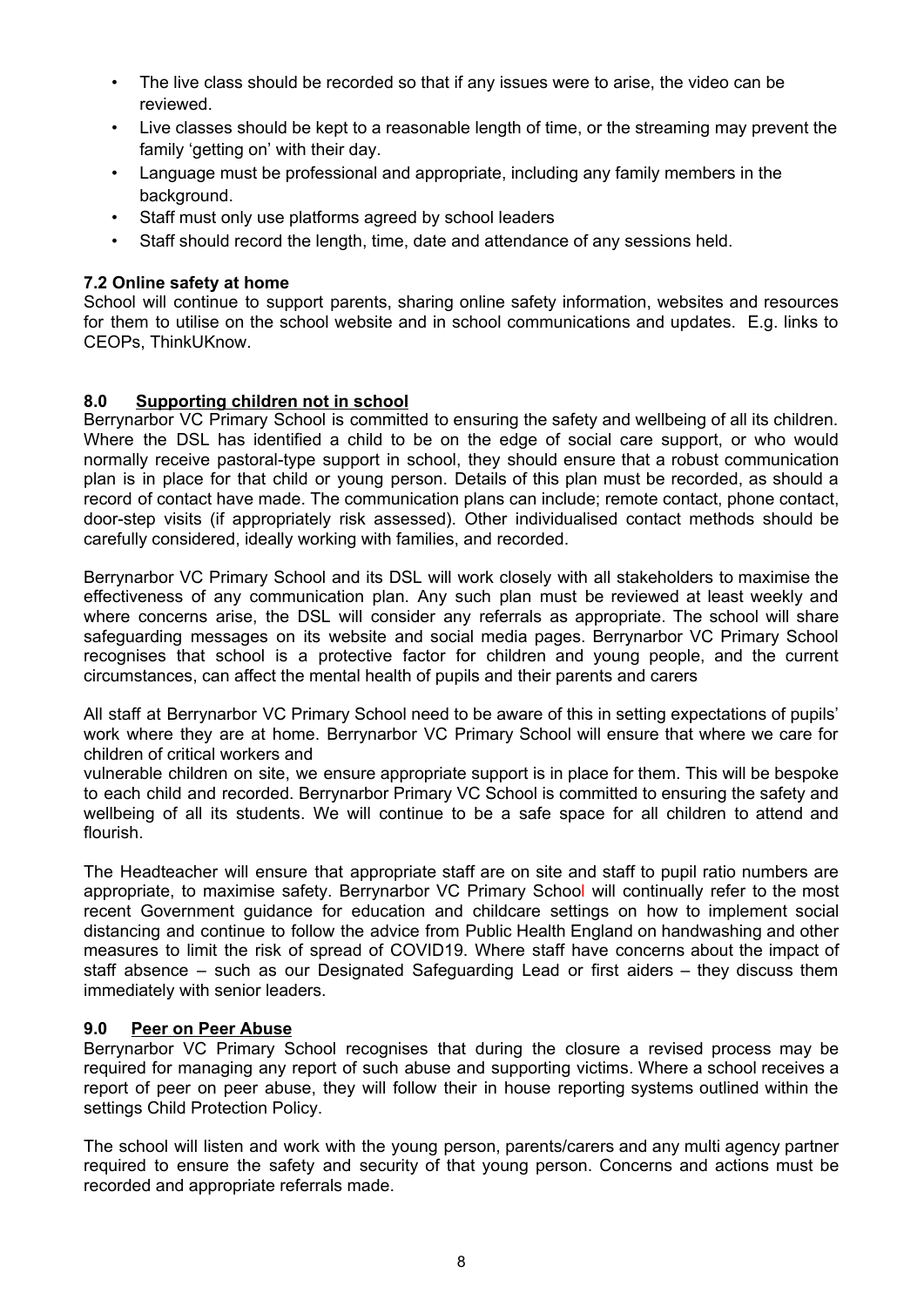- The live class should be recorded so that if any issues were to arise, the video can be reviewed.
- Live classes should be kept to a reasonable length of time, or the streaming may prevent the family 'getting on' with their day.
- Language must be professional and appropriate, including any family members in the background.
- Staff must only use platforms agreed by school leaders
- Staff should record the length, time, date and attendance of any sessions held.

### 7.2 Online safety at home

School will continue to support parents, sharing online safety information, websites and resources for them to utilise on the school website and in school communications and updates. E.g. links to CEOPs, ThinkUKnow.

## 8.0 Supporting children not in school

Berrynarbor VC Primary School is committed to ensuring the safety and wellbeing of all its children. Where the DSL has identified a child to be on the edge of social care support, or who would normally receive pastoral-type support in school, they should ensure that a robust communication plan is in place for that child or young person. Details of this plan must be recorded, as should a record of contact have made. The communication plans can include; remote contact, phone contact, door-step visits (if appropriately risk assessed). Other individualised contact methods should be carefully considered, ideally working with families, and recorded.

Berrynarbor VC Primary School and its DSL will work closely with all stakeholders to maximise the effectiveness of any communication plan. Any such plan must be reviewed at least weekly and where concerns arise, the DSL will consider any referrals as appropriate. The school will share safeguarding messages on its website and social media pages. Berrynarbor VC Primary School recognises that school is a protective factor for children and young people, and the current circumstances, can affect the mental health of pupils and their parents and carers

All staff at Berrynarbor VC Primary School need to be aware of this in setting expectations of pupils' work where they are at home. Berrynarbor VC Primary School will ensure that where we care for children of critical workers and
vulnerable children on site, we ensure appropriate support is in place for them. This will be bespoke to each child and recorded. Berrynarbor Primary VC School is committed to ensuring the safety and wellbeing of all its students. We will continue to be a safe space for all children to attend and flourish.

The Headteacher will ensure that appropriate staff are on site and staff to pupil ratio numbers are appropriate, to maximise safety. Berrynarbor VC Primary School will continually refer to the most recent Government guidance for education and childcare settings on how to implement social distancing and continue to follow the advice from Public Health England on handwashing and other measures to limit the risk of spread of COVID19. Where staff have concerns about the impact of staff absence – such as our Designated Safeguarding Lead or first aiders – they discuss them immediately with senior leaders.

## 9.0 Peer on Peer Abuse

Berrynarbor VC Primary School recognises that during the closure a revised process may be required for managing any report of such abuse and supporting victims. Where a school receives a report of peer on peer abuse, they will follow their in house reporting systems outlined within the settings Child Protection Policy.

The school will listen and work with the young person, parents/carers and any multi agency partner required to ensure the safety and security of that young person. Concerns and actions must be recorded and appropriate referrals made.